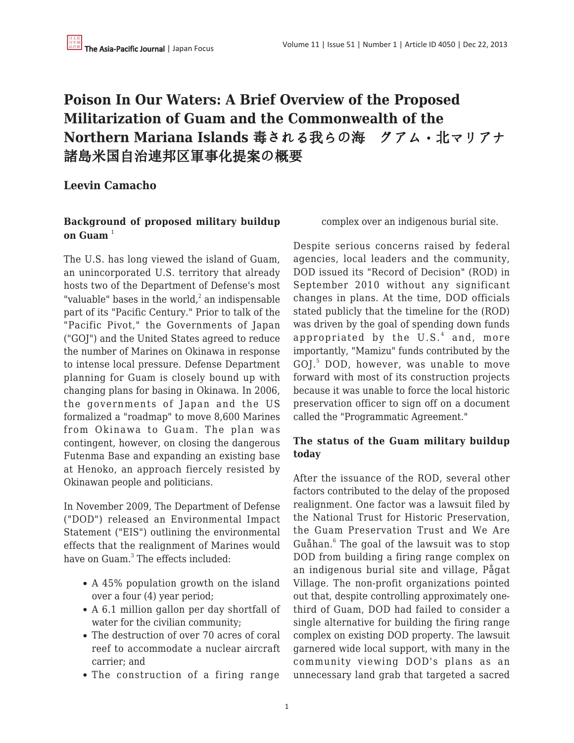# Poison In Our Waters: A Brief Overview of the Proposed Militarization of Guam and the Commonwealth of the Northern Mariana Islands 毒される我らの海　グアム・北マリアナ諸島米国自治連邦区軍事化提案の概要

**Leevin Camacho**

### Background of proposed military buildup on Guam [1]

The U.S. has long viewed the island of Guam, an unincorporated U.S. territory that already hosts two of the Department of Defense's most "valuable" bases in the world,[2] an indispensable part of its "Pacific Century." Prior to talk of the "Pacific Pivot," the Governments of Japan ("GOJ") and the United States agreed to reduce the number of Marines on Okinawa in response to intense local pressure. Defense Department planning for Guam is closely bound up with changing plans for basing in Okinawa. In 2006, the governments of Japan and the US formalized a "roadmap" to move 8,600 Marines from Okinawa to Guam. The plan was contingent, however, on closing the dangerous Futenma Base and expanding an existing base at Henoko, an approach fiercely resisted by Okinawan people and politicians.

In November 2009, The Department of Defense ("DOD") released an Environmental Impact Statement ("EIS") outlining the environmental effects that the realignment of Marines would have on Guam.[3] The effects included:

- A 45% population growth on the island over a four (4) year period;
- A 6.1 million gallon per day shortfall of water for the civilian community;
- The destruction of over 70 acres of coral reef to accommodate a nuclear aircraft carrier; and
- The construction of a firing range complex over an indigenous burial site.

Despite serious concerns raised by federal agencies, local leaders and the community, DOD issued its "Record of Decision" (ROD) in September 2010 without any significant changes in plans. At the time, DOD officials stated publicly that the timeline for the (ROD) was driven by the goal of spending down funds appropriated by the U.S.[4] and, more importantly, "Mamizu" funds contributed by the GOJ.[5] DOD, however, was unable to move forward with most of its construction projects because it was unable to force the local historic preservation officer to sign off on a document called the "Programmatic Agreement."

### The status of the Guam military buildup today

After the issuance of the ROD, several other factors contributed to the delay of the proposed realignment. One factor was a lawsuit filed by the National Trust for Historic Preservation, the Guam Preservation Trust and We Are Guåhan.[6] The goal of the lawsuit was to stop DOD from building a firing range complex on an indigenous burial site and village, Pågat Village. The non-profit organizations pointed out that, despite controlling approximately one-third of Guam, DOD had failed to consider a single alternative for building the firing range complex on existing DOD property. The lawsuit garnered wide local support, with many in the community viewing DOD's plans as an unnecessary land grab that targeted a sacred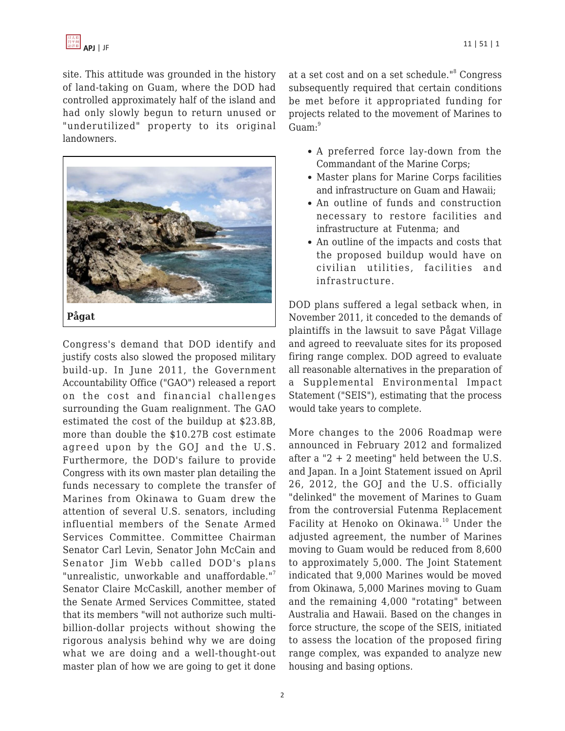site. This attitude was grounded in the history of land-taking on Guam, where the DOD had controlled approximately half of the island and had only slowly begun to return unused or "underutilized" property to its original landowners.

**Pågat**

Congress's demand that DOD identify and justify costs also slowed the proposed military build-up. In June 2011, the Government Accountability Office ("GAO") released a report on the cost and financial challenges surrounding the Guam realignment. The GAO estimated the cost of the buildup at $23.8B, more than double the $10.27B cost estimate agreed upon by the GOJ and the U.S. Furthermore, the DOD's failure to provide Congress with its own master plan detailing the funds necessary to complete the transfer of Marines from Okinawa to Guam drew the attention of several U.S. senators, including influential members of the Senate Armed Services Committee. Committee Chairman Senator Carl Levin, Senator John McCain and Senator Jim Webb called DOD's plans "unrealistic, unworkable and unaffordable."[7] Senator Claire McCaskill, another member of the Senate Armed Services Committee, stated that its members "will not authorize such multi-billion-dollar projects without showing the rigorous analysis behind why we are doing what we are doing and a well-thought-out master plan of how we are going to get it done at a set cost and on a set schedule."[8] Congress subsequently required that certain conditions be met before it appropriated funding for projects related to the movement of Marines to Guam:[9]

- A preferred force lay-down from the Commandant of the Marine Corps;
- Master plans for Marine Corps facilities and infrastructure on Guam and Hawaii;
- An outline of funds and construction necessary to restore facilities and infrastructure at Futenma; and
- An outline of the impacts and costs that the proposed buildup would have on civilian utilities, facilities and infrastructure.

DOD plans suffered a legal setback when, in November 2011, it conceded to the demands of plaintiffs in the lawsuit to save Pågat Village and agreed to reevaluate sites for its proposed firing range complex. DOD agreed to evaluate all reasonable alternatives in the preparation of a Supplemental Environmental Impact Statement ("SEIS"), estimating that the process would take years to complete.

More changes to the 2006 Roadmap were announced in February 2012 and formalized after a "2 + 2 meeting" held between the U.S. and Japan. In a Joint Statement issued on April 26, 2012, the GOJ and the U.S. officially "delinked" the movement of Marines to Guam from the controversial Futenma Replacement Facility at Henoko on Okinawa.[10] Under the adjusted agreement, the number of Marines moving to Guam would be reduced from 8,600 to approximately 5,000. The Joint Statement indicated that 9,000 Marines would be moved from Okinawa, 5,000 Marines moving to Guam and the remaining 4,000 "rotating" between Australia and Hawaii. Based on the changes in force structure, the scope of the SEIS, initiated to assess the location of the proposed firing range complex, was expanded to analyze new housing and basing options.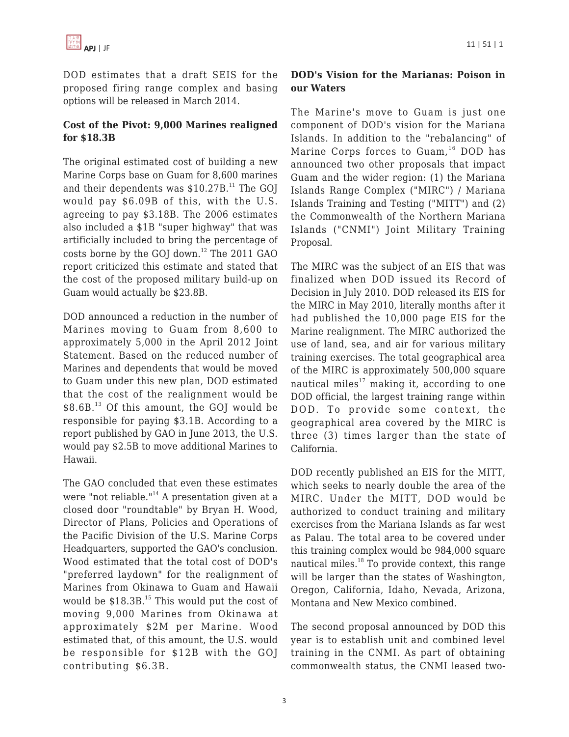DOD estimates that a draft SEIS for the proposed firing range complex and basing options will be released in March 2014.

**Cost of the Pivot: 9,000 Marines realigned for $18.3B**

The original estimated cost of building a new Marine Corps base on Guam for 8,600 marines and their dependents was $10.27B.[11] The GOJ would pay $6.09B of this, with the U.S. agreeing to pay $3.18B. The 2006 estimates also included a $1B "super highway" that was artificially included to bring the percentage of costs borne by the GOJ down.[12] The 2011 GAO report criticized this estimate and stated that the cost of the proposed military build-up on Guam would actually be $23.8B.

DOD announced a reduction in the number of Marines moving to Guam from 8,600 to approximately 5,000 in the April 2012 Joint Statement. Based on the reduced number of Marines and dependents that would be moved to Guam under this new plan, DOD estimated that the cost of the realignment would be $8.6B.[13] Of this amount, the GOJ would be responsible for paying $3.1B. According to a report published by GAO in June 2013, the U.S. would pay $2.5B to move additional Marines to Hawaii.

The GAO concluded that even these estimates were "not reliable."[14] A presentation given at a closed door "roundtable" by Bryan H. Wood, Director of Plans, Policies and Operations of the Pacific Division of the U.S. Marine Corps Headquarters, supported the GAO's conclusion. Wood estimated that the total cost of DOD's "preferred laydown" for the realignment of Marines from Okinawa to Guam and Hawaii would be $18.3B.[15] This would put the cost of moving 9,000 Marines from Okinawa at approximately $2M per Marine. Wood estimated that, of this amount, the U.S. would be responsible for $12B with the GOJ contributing $6.3B.

**DOD's Vision for the Marianas: Poison in our Waters**

The Marine's move to Guam is just one component of DOD's vision for the Mariana Islands. In addition to the "rebalancing" of Marine Corps forces to Guam,[16] DOD has announced two other proposals that impact Guam and the wider region: (1) the Mariana Islands Range Complex ("MIRC") / Mariana Islands Training and Testing ("MITT") and (2) the Commonwealth of the Northern Mariana Islands ("CNMI") Joint Military Training Proposal.

The MIRC was the subject of an EIS that was finalized when DOD issued its Record of Decision in July 2010. DOD released its EIS for the MIRC in May 2010, literally months after it had published the 10,000 page EIS for the Marine realignment. The MIRC authorized the use of land, sea, and air for various military training exercises. The total geographical area of the MIRC is approximately 500,000 square nautical miles[17] making it, according to one DOD official, the largest training range within DOD. To provide some context, the geographical area covered by the MIRC is three (3) times larger than the state of California.

DOD recently published an EIS for the MITT, which seeks to nearly double the area of the MIRC. Under the MITT, DOD would be authorized to conduct training and military exercises from the Mariana Islands as far west as Palau. The total area to be covered under this training complex would be 984,000 square nautical miles.[18] To provide context, this range will be larger than the states of Washington, Oregon, California, Idaho, Nevada, Arizona, Montana and New Mexico combined.

The second proposal announced by DOD this year is to establish unit and combined level training in the CNMI. As part of obtaining commonwealth status, the CNMI leased two-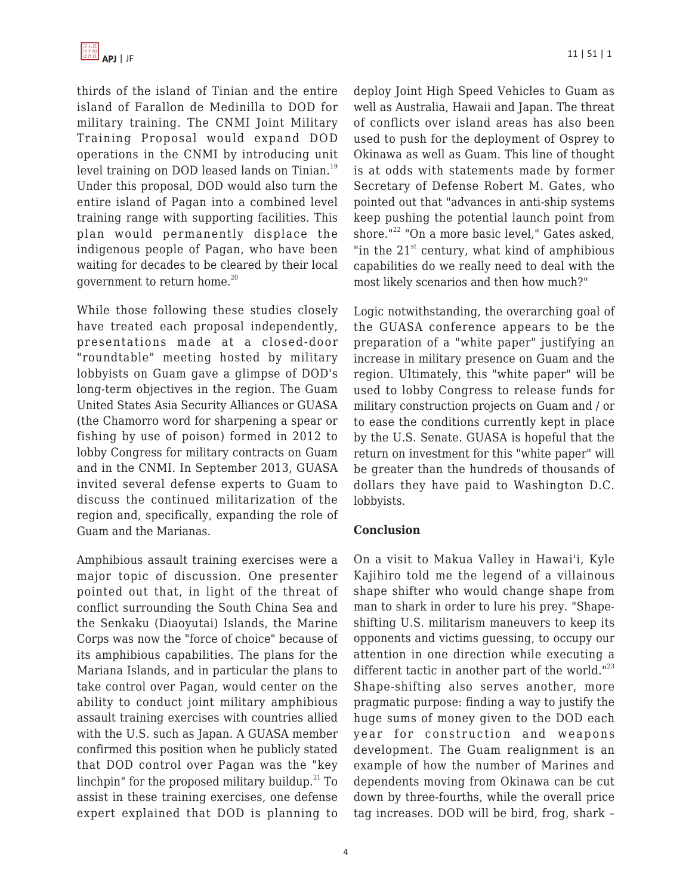thirds of the island of Tinian and the entire island of Farallon de Medinilla to DOD for military training. The CNMI Joint Military Training Proposal would expand DOD operations in the CNMI by introducing unit level training on DOD leased lands on Tinian.[19] Under this proposal, DOD would also turn the entire island of Pagan into a combined level training range with supporting facilities. This plan would permanently displace the indigenous people of Pagan, who have been waiting for decades to be cleared by their local government to return home.[20]

While those following these studies closely have treated each proposal independently, presentations made at a closed-door "roundtable" meeting hosted by military lobbyists on Guam gave a glimpse of DOD's long-term objectives in the region. The Guam United States Asia Security Alliances or GUASA (the Chamorro word for sharpening a spear or fishing by use of poison) formed in 2012 to lobby Congress for military contracts on Guam and in the CNMI. In September 2013, GUASA invited several defense experts to Guam to discuss the continued militarization of the region and, specifically, expanding the role of Guam and the Marianas.

Amphibious assault training exercises were a major topic of discussion. One presenter pointed out that, in light of the threat of conflict surrounding the South China Sea and the Senkaku (Diaoyutai) Islands, the Marine Corps was now the "force of choice" because of its amphibious capabilities. The plans for the Mariana Islands, and in particular the plans to take control over Pagan, would center on the ability to conduct joint military amphibious assault training exercises with countries allied with the U.S. such as Japan. A GUASA member confirmed this position when he publicly stated that DOD control over Pagan was the "key linchpin" for the proposed military buildup.[21] To assist in these training exercises, one defense expert explained that DOD is planning to deploy Joint High Speed Vehicles to Guam as well as Australia, Hawaii and Japan. The threat of conflicts over island areas has also been used to push for the deployment of Osprey to Okinawa as well as Guam. This line of thought is at odds with statements made by former Secretary of Defense Robert M. Gates, who pointed out that "advances in anti-ship systems keep pushing the potential launch point from shore."[22] "On a more basic level," Gates asked, "in the 21st century, what kind of amphibious capabilities do we really need to deal with the most likely scenarios and then how much?"

Logic notwithstanding, the overarching goal of the GUASA conference appears to be the preparation of a "white paper" justifying an increase in military presence on Guam and the region. Ultimately, this "white paper" will be used to lobby Congress to release funds for military construction projects on Guam and / or to ease the conditions currently kept in place by the U.S. Senate. GUASA is hopeful that the return on investment for this "white paper" will be greater than the hundreds of thousands of dollars they have paid to Washington D.C. lobbyists.

## Conclusion

On a visit to Makua Valley in Hawai'i, Kyle Kajihiro told me the legend of a villainous shape shifter who would change shape from man to shark in order to lure his prey. "Shape-shifting U.S. militarism maneuvers to keep its opponents and victims guessing, to occupy our attention in one direction while executing a different tactic in another part of the world."[23] Shape-shifting also serves another, more pragmatic purpose: finding a way to justify the huge sums of money given to the DOD each year for construction and weapons development. The Guam realignment is an example of how the number of Marines and dependents moving from Okinawa can be cut down by three-fourths, while the overall price tag increases. DOD will be bird, frog, shark –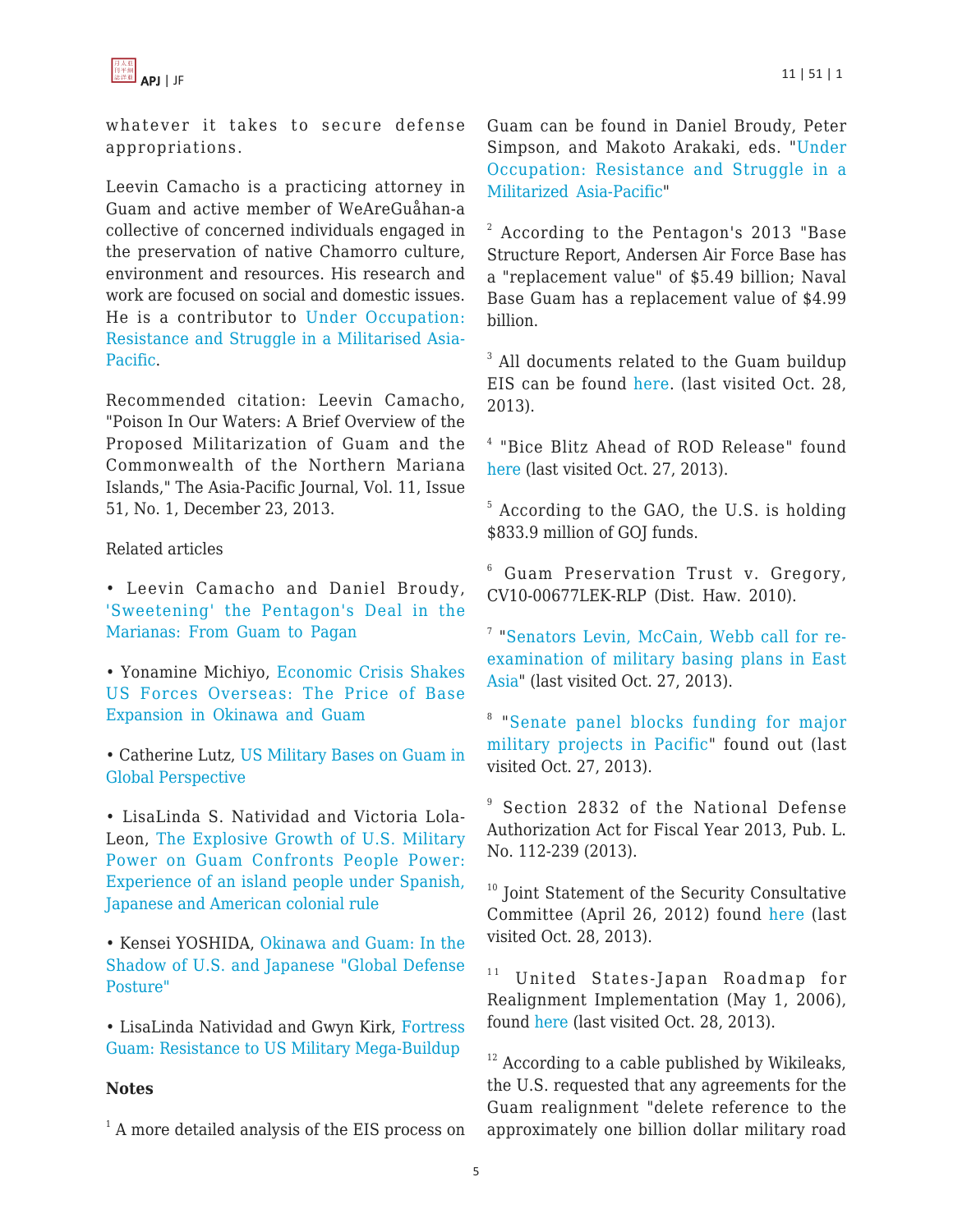whatever it takes to secure defense appropriations.

Leevin Camacho is a practicing attorney in Guam and active member of WeAreGuåhan-a collective of concerned individuals engaged in the preservation of native Chamorro culture, environment and resources. His research and work are focused on social and domestic issues. He is a contributor to Under Occupation: Resistance and Struggle in a Militarised Asia-Pacific.

Recommended citation: Leevin Camacho, "Poison In Our Waters: A Brief Overview of the Proposed Militarization of Guam and the Commonwealth of the Northern Mariana Islands," The Asia-Pacific Journal, Vol. 11, Issue 51, No. 1, December 23, 2013.

Related articles

- Leevin Camacho and Daniel Broudy, 'Sweetening' the Pentagon's Deal in the Marianas: From Guam to Pagan
- Yonamine Michiyo, Economic Crisis Shakes US Forces Overseas: The Price of Base Expansion in Okinawa and Guam
- Catherine Lutz, US Military Bases on Guam in Global Perspective
- LisaLinda S. Natividad and Victoria Lola-Leon, The Explosive Growth of U.S. Military Power on Guam Confronts People Power: Experience of an island people under Spanish, Japanese and American colonial rule
- Kensei YOSHIDA, Okinawa and Guam: In the Shadow of U.S. and Japanese "Global Defense Posture"
- LisaLinda Natividad and Gwyn Kirk, Fortress Guam: Resistance to US Military Mega-Buildup

**Notes**

[1] A more detailed analysis of the EIS process on Guam can be found in Daniel Broudy, Peter Simpson, and Makoto Arakaki, eds. "Under Occupation: Resistance and Struggle in a Militarized Asia-Pacific"

[2] According to the Pentagon's 2013 "Base Structure Report, Andersen Air Force Base has a "replacement value" of $5.49 billion; Naval Base Guam has a replacement value of $4.99 billion.

[3] All documents related to the Guam buildup EIS can be found here. (last visited Oct. 28, 2013).

[4] "Bice Blitz Ahead of ROD Release" found here (last visited Oct. 27, 2013).

[5] According to the GAO, the U.S. is holding $833.9 million of GOJ funds.

[6] Guam Preservation Trust v. Gregory, CV10-00677LEK-RLP (Dist. Haw. 2010).

[7] "Senators Levin, McCain, Webb call for re-examination of military basing plans in East Asia" (last visited Oct. 27, 2013).

[8] "Senate panel blocks funding for major military projects in Pacific" found out (last visited Oct. 27, 2013).

[9] Section 2832 of the National Defense Authorization Act for Fiscal Year 2013, Pub. L. No. 112-239 (2013).

[10] Joint Statement of the Security Consultative Committee (April 26, 2012) found here (last visited Oct. 28, 2013).

[11] United States-Japan Roadmap for Realignment Implementation (May 1, 2006), found here (last visited Oct. 28, 2013).

[12] According to a cable published by Wikileaks, the U.S. requested that any agreements for the Guam realignment "delete reference to the approximately one billion dollar military road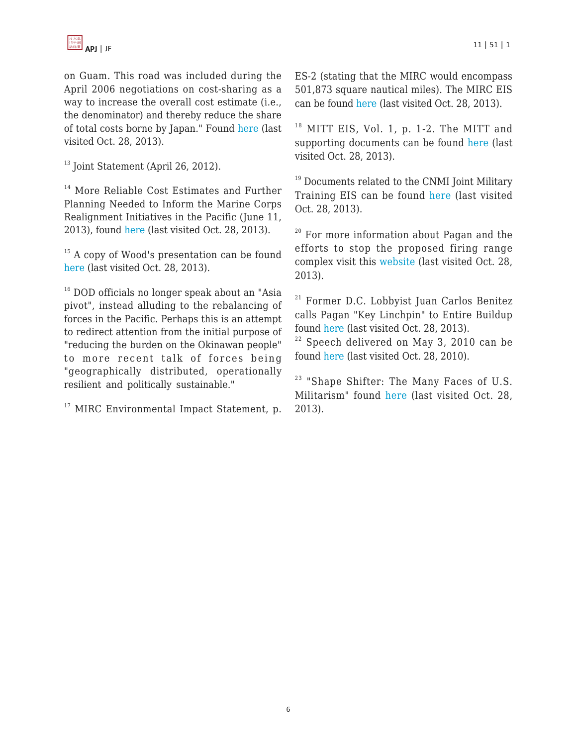on Guam. This road was included during the April 2006 negotiations on cost-sharing as a way to increase the overall cost estimate (i.e., the denominator) and thereby reduce the share of total costs borne by Japan." Found here (last visited Oct. 28, 2013).

[13] Joint Statement (April 26, 2012).

[14] More Reliable Cost Estimates and Further Planning Needed to Inform the Marine Corps Realignment Initiatives in the Pacific (June 11, 2013), found here (last visited Oct. 28, 2013).

[15] A copy of Wood's presentation can be found here (last visited Oct. 28, 2013).

[16] DOD officials no longer speak about an "Asia pivot", instead alluding to the rebalancing of forces in the Pacific. Perhaps this is an attempt to redirect attention from the initial purpose of "reducing the burden on the Okinawan people" to more recent talk of forces being "geographically distributed, operationally resilient and politically sustainable."

[17] MIRC Environmental Impact Statement, p. ES-2 (stating that the MIRC would encompass 501,873 square nautical miles). The MIRC EIS can be found here (last visited Oct. 28, 2013).

[18] MITT EIS, Vol. 1, p. 1-2. The MITT and supporting documents can be found here (last visited Oct. 28, 2013).

[19] Documents related to the CNMI Joint Military Training EIS can be found here (last visited Oct. 28, 2013).

[20] For more information about Pagan and the efforts to stop the proposed firing range complex visit this website (last visited Oct. 28, 2013).

[21] Former D.C. Lobbyist Juan Carlos Benitez calls Pagan "Key Linchpin" to Entire Buildup found here (last visited Oct. 28, 2013).

[22] Speech delivered on May 3, 2010 can be found here (last visited Oct. 28, 2010).

[23] "Shape Shifter: The Many Faces of U.S. Militarism" found here (last visited Oct. 28, 2013).